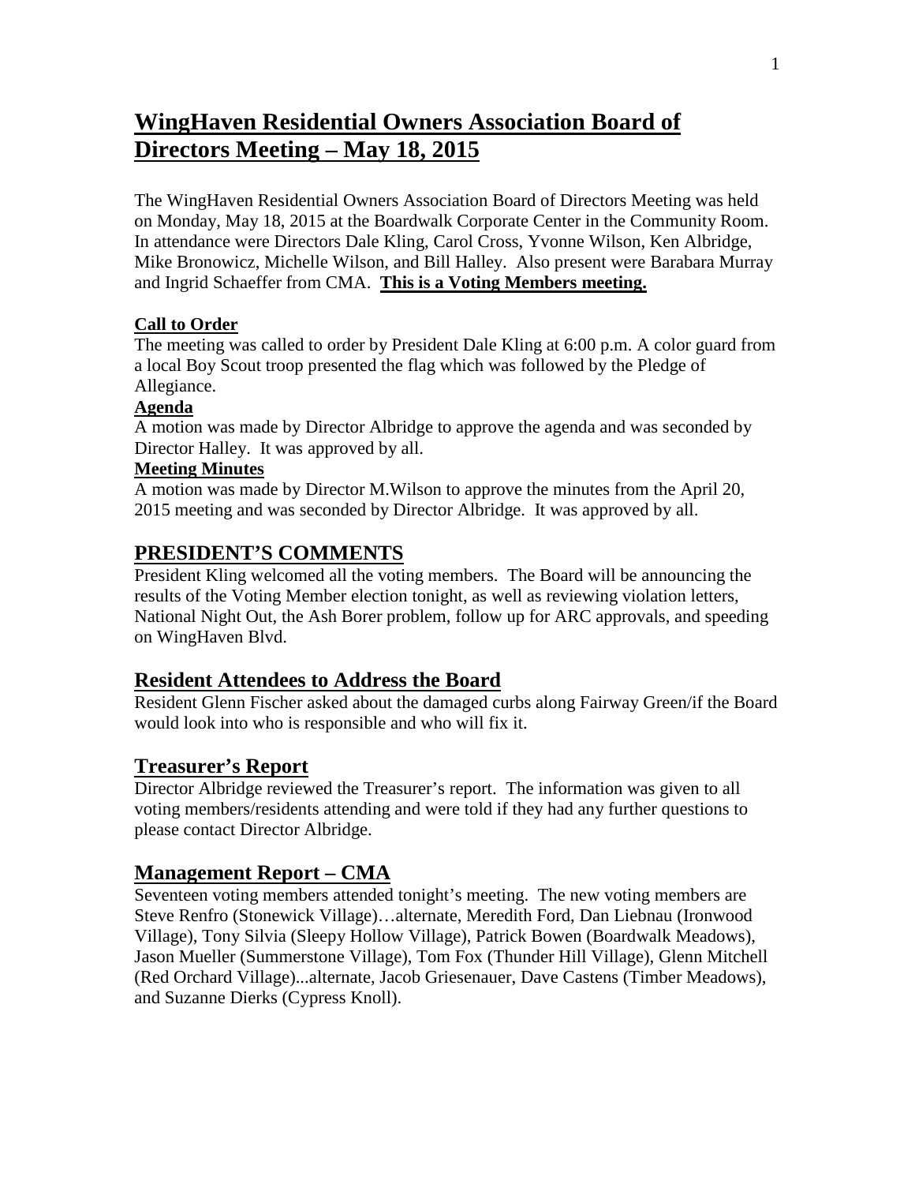# WingHaven Residential Owners Association Board of Directors Meeting – May 18, 2015

The WingHaven Residential Owners Association Board of Directors Meeting was held on Monday, May 18, 2015 at the Boardwalk Corporate Center in the Community Room. In attendance were Directors Dale Kling, Carol Cross, Yvonne Wilson, Ken Albridge, Mike Bronowicz, Michelle Wilson, and Bill Halley. Also present were Barabara Murray and Ingrid Schaeffer from CMA. **This is a Voting Members meeting.**

### Call to Order

The meeting was called to order by President Dale Kling at 6:00 p.m. A color guard from a local Boy Scout troop presented the flag which was followed by the Pledge of Allegiance.

### Agenda

A motion was made by Director Albridge to approve the agenda and was seconded by Director Halley. It was approved by all.

### Meeting Minutes

A motion was made by Director M.Wilson to approve the minutes from the April 20, 2015 meeting and was seconded by Director Albridge. It was approved by all.

## PRESIDENT'S COMMENTS

President Kling welcomed all the voting members. The Board will be announcing the results of the Voting Member election tonight, as well as reviewing violation letters, National Night Out, the Ash Borer problem, follow up for ARC approvals, and speeding on WingHaven Blvd.

## Resident Attendees to Address the Board

Resident Glenn Fischer asked about the damaged curbs along Fairway Green/if the Board would look into who is responsible and who will fix it.

## Treasurer's Report

Director Albridge reviewed the Treasurer's report. The information was given to all voting members/residents attending and were told if they had any further questions to please contact Director Albridge.

## Management Report – CMA

Seventeen voting members attended tonight's meeting. The new voting members are Steve Renfro (Stonewick Village)…alternate, Meredith Ford, Dan Liebnau (Ironwood Village), Tony Silvia (Sleepy Hollow Village), Patrick Bowen (Boardwalk Meadows), Jason Mueller (Summerstone Village), Tom Fox (Thunder Hill Village), Glenn Mitchell (Red Orchard Village)...alternate, Jacob Griesenauer, Dave Castens (Timber Meadows), and Suzanne Dierks (Cypress Knoll).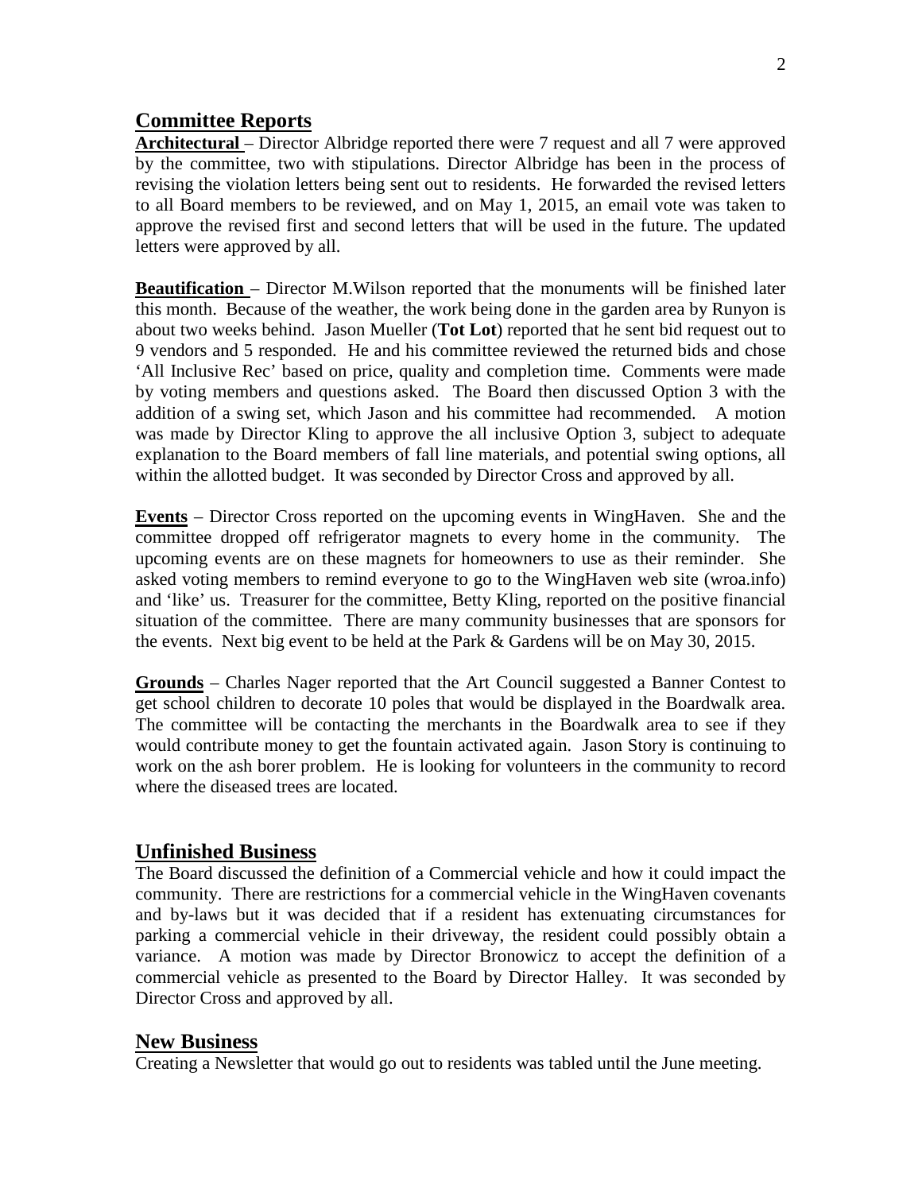## Committee Reports

**Architectural** – Director Albridge reported there were 7 request and all 7 were approved by the committee, two with stipulations. Director Albridge has been in the process of revising the violation letters being sent out to residents. He forwarded the revised letters to all Board members to be reviewed, and on May 1, 2015, an email vote was taken to approve the revised first and second letters that will be used in the future. The updated letters were approved by all.

**Beautification** – Director M.Wilson reported that the monuments will be finished later this month. Because of the weather, the work being done in the garden area by Runyon is about two weeks behind. Jason Mueller (**Tot Lot**) reported that he sent bid request out to 9 vendors and 5 responded. He and his committee reviewed the returned bids and chose 'All Inclusive Rec' based on price, quality and completion time. Comments were made by voting members and questions asked. The Board then discussed Option 3 with the addition of a swing set, which Jason and his committee had recommended. A motion was made by Director Kling to approve the all inclusive Option 3, subject to adequate explanation to the Board members of fall line materials, and potential swing options, all within the allotted budget. It was seconded by Director Cross and approved by all.

**Events** – Director Cross reported on the upcoming events in WingHaven. She and the committee dropped off refrigerator magnets to every home in the community. The upcoming events are on these magnets for homeowners to use as their reminder. She asked voting members to remind everyone to go to the WingHaven web site (wroa.info) and 'like' us. Treasurer for the committee, Betty Kling, reported on the positive financial situation of the committee. There are many community businesses that are sponsors for the events. Next big event to be held at the Park & Gardens will be on May 30, 2015.

**Grounds** – Charles Nager reported that the Art Council suggested a Banner Contest to get school children to decorate 10 poles that would be displayed in the Boardwalk area. The committee will be contacting the merchants in the Boardwalk area to see if they would contribute money to get the fountain activated again. Jason Story is continuing to work on the ash borer problem. He is looking for volunteers in the community to record where the diseased trees are located.

## Unfinished Business

The Board discussed the definition of a Commercial vehicle and how it could impact the community. There are restrictions for a commercial vehicle in the WingHaven covenants and by-laws but it was decided that if a resident has extenuating circumstances for parking a commercial vehicle in their driveway, the resident could possibly obtain a variance. A motion was made by Director Bronowicz to accept the definition of a commercial vehicle as presented to the Board by Director Halley. It was seconded by Director Cross and approved by all.

## New Business

Creating a Newsletter that would go out to residents was tabled until the June meeting.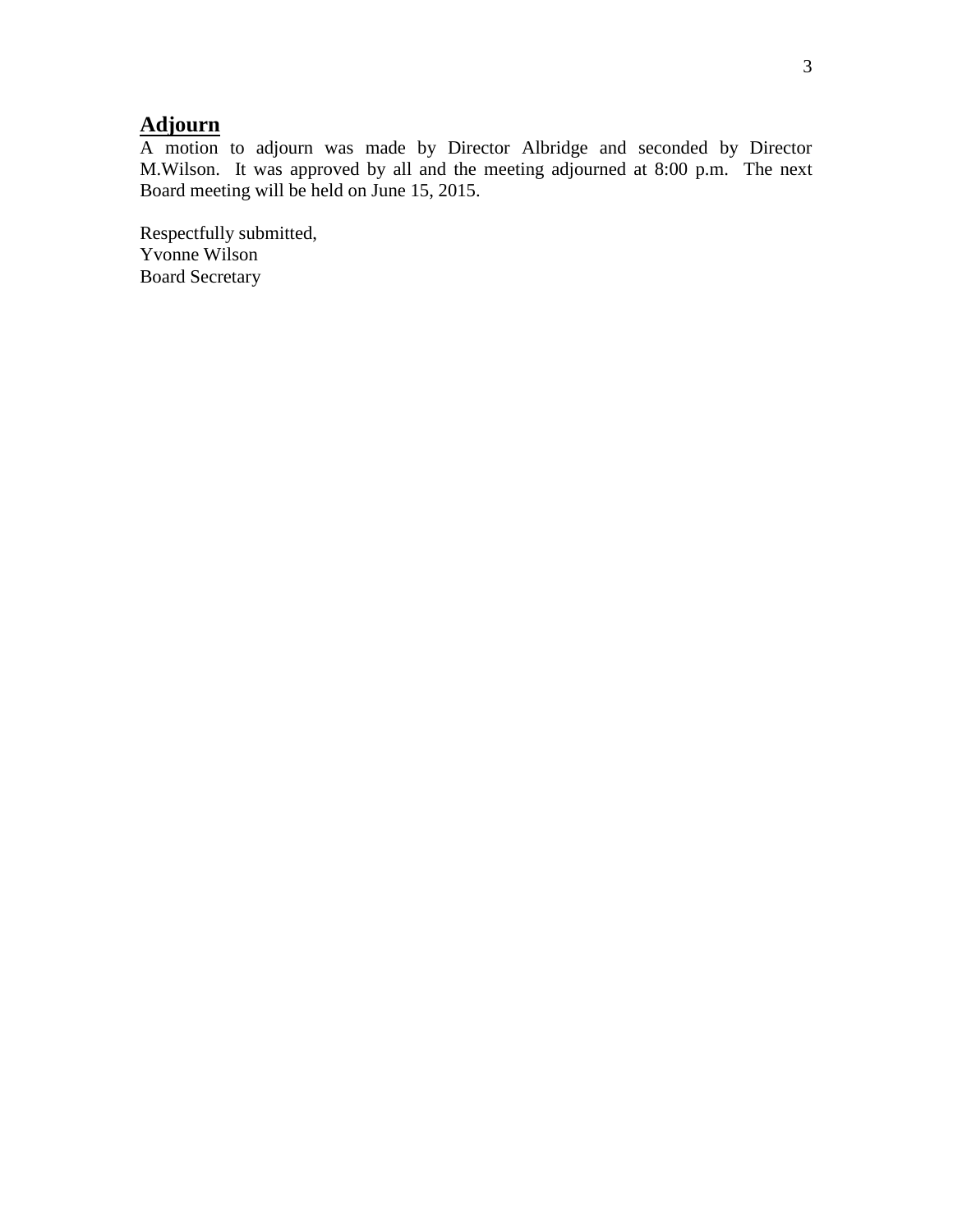## Adjourn

A motion to adjourn was made by Director Albridge and seconded by Director M.Wilson. It was approved by all and the meeting adjourned at 8:00 p.m. The next Board meeting will be held on June 15, 2015.

Respectfully submitted,
Yvonne Wilson
Board Secretary